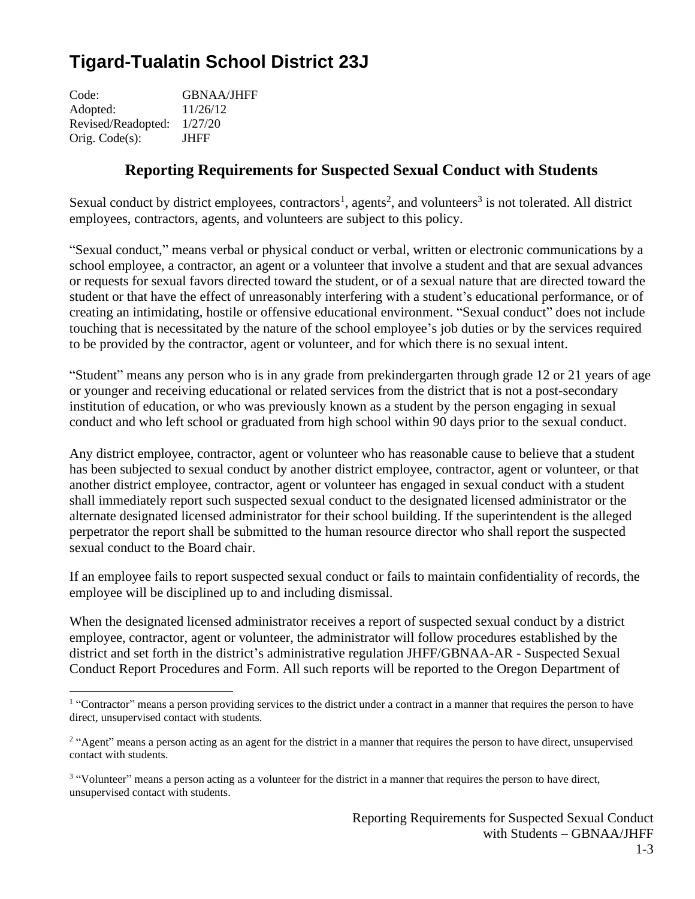# Tigard-Tualatin School District 23J

Code: GBNAA/JHFF
Adopted: 11/26/12
Revised/Readopted: 1/27/20
Orig. Code(s): JHFF

## Reporting Requirements for Suspected Sexual Conduct with Students

Sexual conduct by district employees, contractors[1], agents[2], and volunteers[3] is not tolerated. All district employees, contractors, agents, and volunteers are subject to this policy.

"Sexual conduct," means verbal or physical conduct or verbal, written or electronic communications by a school employee, a contractor, an agent or a volunteer that involve a student and that are sexual advances or requests for sexual favors directed toward the student, or of a sexual nature that are directed toward the student or that have the effect of unreasonably interfering with a student's educational performance, or of creating an intimidating, hostile or offensive educational environment. "Sexual conduct" does not include touching that is necessitated by the nature of the school employee's job duties or by the services required to be provided by the contractor, agent or volunteer, and for which there is no sexual intent.

"Student" means any person who is in any grade from prekindergarten through grade 12 or 21 years of age or younger and receiving educational or related services from the district that is not a post-secondary institution of education, or who was previously known as a student by the person engaging in sexual conduct and who left school or graduated from high school within 90 days prior to the sexual conduct.

Any district employee, contractor, agent or volunteer who has reasonable cause to believe that a student has been subjected to sexual conduct by another district employee, contractor, agent or volunteer, or that another district employee, contractor, agent or volunteer has engaged in sexual conduct with a student shall immediately report such suspected sexual conduct to the designated licensed administrator or the alternate designated licensed administrator for their school building. If the superintendent is the alleged perpetrator the report shall be submitted to the human resource director who shall report the suspected sexual conduct to the Board chair.

If an employee fails to report suspected sexual conduct or fails to maintain confidentiality of records, the employee will be disciplined up to and including dismissal.

When the designated licensed administrator receives a report of suspected sexual conduct by a district employee, contractor, agent or volunteer, the administrator will follow procedures established by the district and set forth in the district's administrative regulation JHFF/GBNAA-AR - Suspected Sexual Conduct Report Procedures and Form. All such reports will be reported to the Oregon Department of

---

[1] "Contractor" means a person providing services to the district under a contract in a manner that requires the person to have direct, unsupervised contact with students.

[2] "Agent" means a person acting as an agent for the district in a manner that requires the person to have direct, unsupervised contact with students.

[3] "Volunteer" means a person acting as a volunteer for the district in a manner that requires the person to have direct, unsupervised contact with students.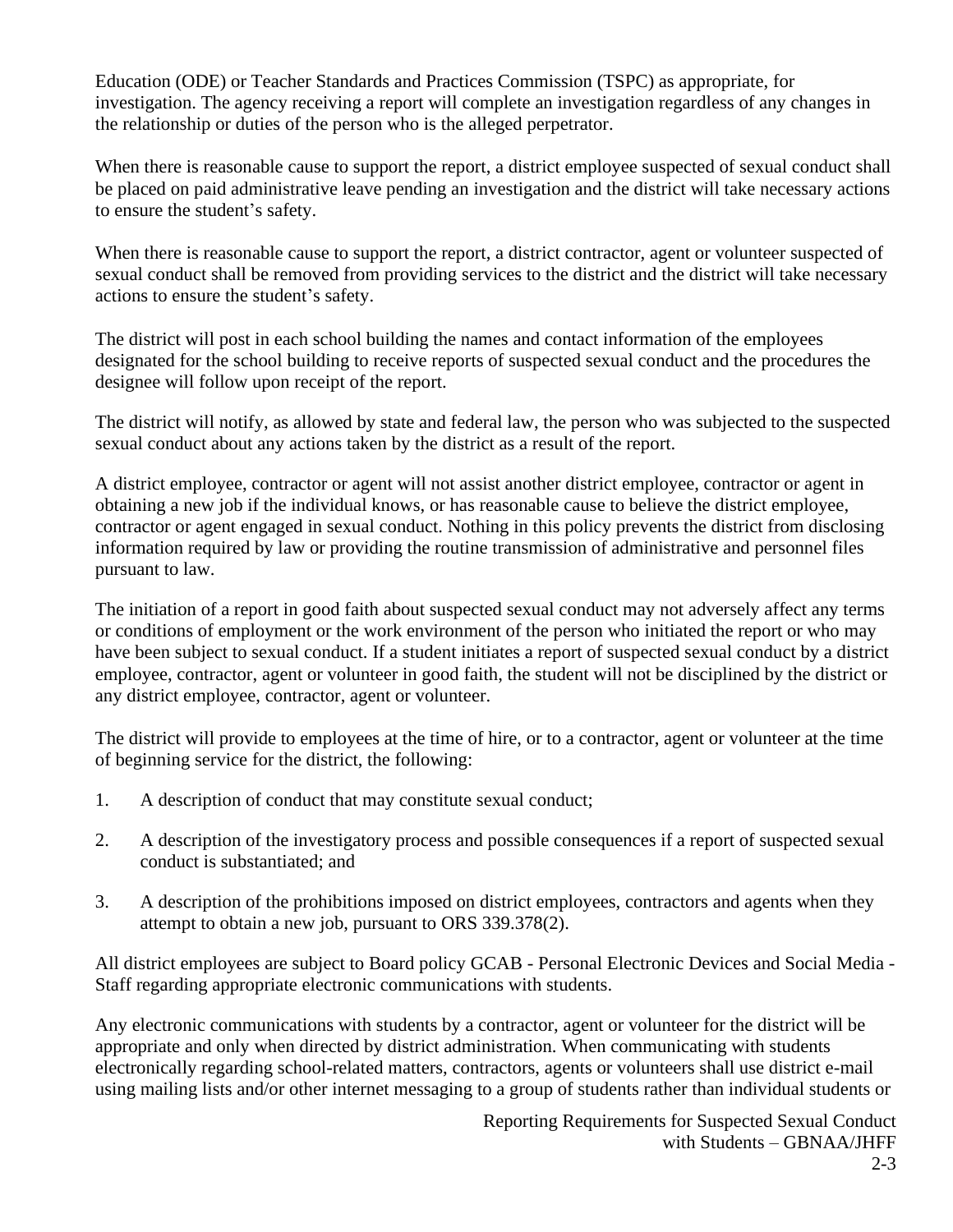Education (ODE) or Teacher Standards and Practices Commission (TSPC) as appropriate, for investigation. The agency receiving a report will complete an investigation regardless of any changes in the relationship or duties of the person who is the alleged perpetrator.

When there is reasonable cause to support the report, a district employee suspected of sexual conduct shall be placed on paid administrative leave pending an investigation and the district will take necessary actions to ensure the student's safety.

When there is reasonable cause to support the report, a district contractor, agent or volunteer suspected of sexual conduct shall be removed from providing services to the district and the district will take necessary actions to ensure the student's safety.

The district will post in each school building the names and contact information of the employees designated for the school building to receive reports of suspected sexual conduct and the procedures the designee will follow upon receipt of the report.

The district will notify, as allowed by state and federal law, the person who was subjected to the suspected sexual conduct about any actions taken by the district as a result of the report.

A district employee, contractor or agent will not assist another district employee, contractor or agent in obtaining a new job if the individual knows, or has reasonable cause to believe the district employee, contractor or agent engaged in sexual conduct. Nothing in this policy prevents the district from disclosing information required by law or providing the routine transmission of administrative and personnel files pursuant to law.

The initiation of a report in good faith about suspected sexual conduct may not adversely affect any terms or conditions of employment or the work environment of the person who initiated the report or who may have been subject to sexual conduct. If a student initiates a report of suspected sexual conduct by a district employee, contractor, agent or volunteer in good faith, the student will not be disciplined by the district or any district employee, contractor, agent or volunteer.

The district will provide to employees at the time of hire, or to a contractor, agent or volunteer at the time of beginning service for the district, the following:

1. A description of conduct that may constitute sexual conduct;

2. A description of the investigatory process and possible consequences if a report of suspected sexual conduct is substantiated; and

3. A description of the prohibitions imposed on district employees, contractors and agents when they attempt to obtain a new job, pursuant to ORS 339.378(2).

All district employees are subject to Board policy GCAB - Personal Electronic Devices and Social Media - Staff regarding appropriate electronic communications with students.

Any electronic communications with students by a contractor, agent or volunteer for the district will be appropriate and only when directed by district administration. When communicating with students electronically regarding school-related matters, contractors, agents or volunteers shall use district e-mail using mailing lists and/or other internet messaging to a group of students rather than individual students or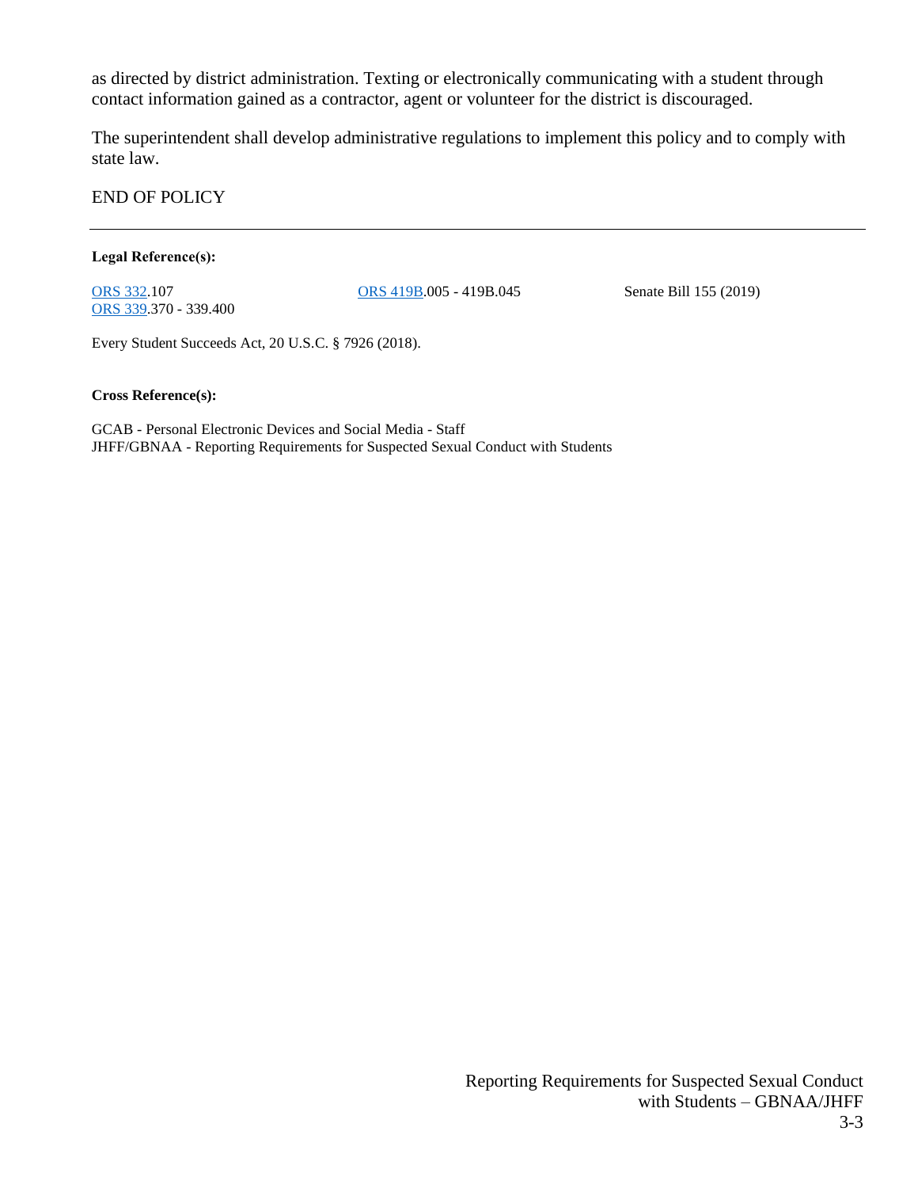as directed by district administration. Texting or electronically communicating with a student through contact information gained as a contractor, agent or volunteer for the district is discouraged.

The superintendent shall develop administrative regulations to implement this policy and to comply with state law.

END OF POLICY

---

**Legal Reference(s):**

ORS 332.107
ORS 339.370 - 339.400
ORS 419B.005 - 419B.045
Senate Bill 155 (2019)

Every Student Succeeds Act, 20 U.S.C. § 7926 (2018).

**Cross Reference(s):**

GCAB - Personal Electronic Devices and Social Media - Staff
JHFF/GBNAA - Reporting Requirements for Suspected Sexual Conduct with Students